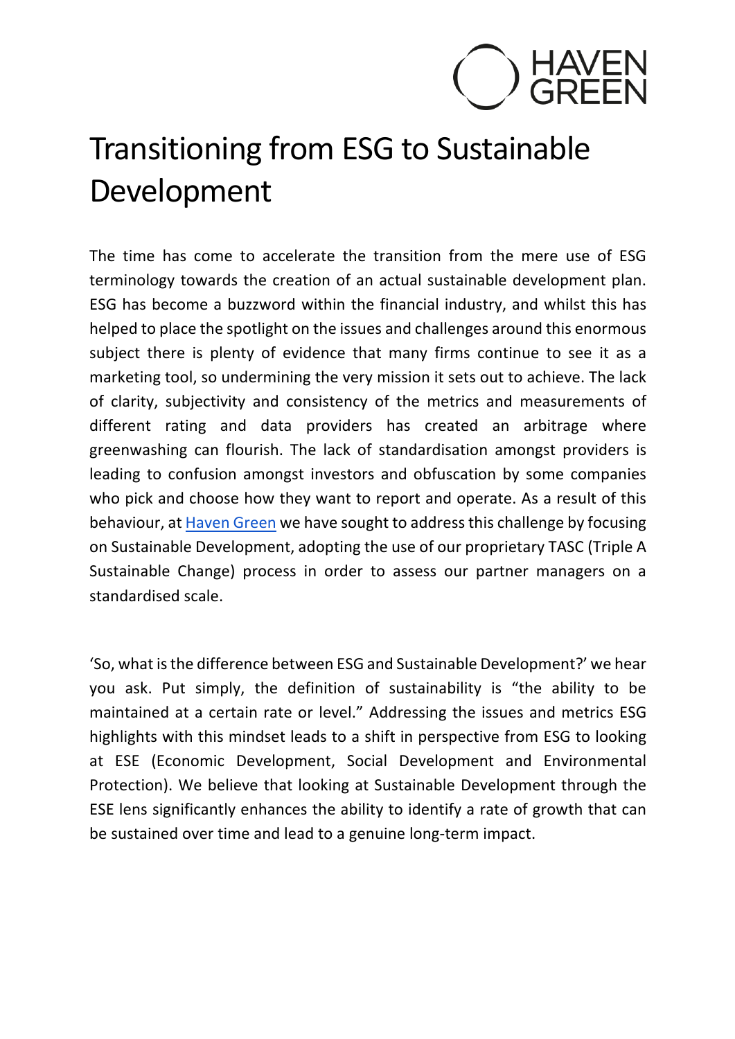HAVEN GREEN

# Transitioning from ESG to Sustainable Development

The time has come to accelerate the transition from the mere use of ESG terminology towards the creation of an actual sustainable development plan. ESG has become a buzzword within the financial industry, and whilst this has helped to place the spotlight on the issues and challenges around this enormous subject there is plenty of evidence that many firms continue to see it as a marketing tool, so undermining the very mission it sets out to achieve. The lack of clarity, subjectivity and consistency of the metrics and measurements of different rating and data providers has created an arbitrage where greenwashing can flourish. The lack of standardisation amongst providers is leading to confusion amongst investors and obfuscation by some companies who pick and choose how they want to report and operate. As a result of this behaviour, at [Haven Green] we have sought to address this challenge by focusing on Sustainable Development, adopting the use of our proprietary TASC (Triple A Sustainable Change) process in order to assess our partner managers on a standardised scale.

'So, what is the difference between ESG and Sustainable Development?' we hear you ask. Put simply, the definition of sustainability is "the ability to be maintained at a certain rate or level." Addressing the issues and metrics ESG highlights with this mindset leads to a shift in perspective from ESG to looking at ESE (Economic Development, Social Development and Environmental Protection). We believe that looking at Sustainable Development through the ESE lens significantly enhances the ability to identify a rate of growth that can be sustained over time and lead to a genuine long-term impact.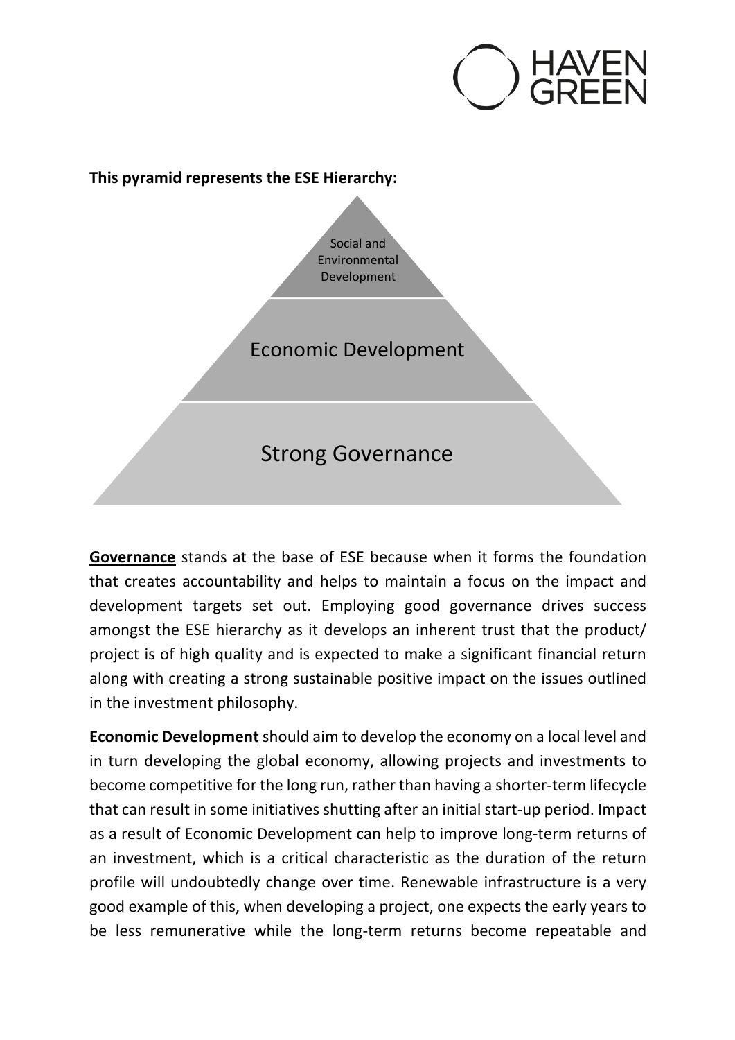**This pyramid represents the ESE Hierarchy:**

Social and Environmental Development

Economic Development

Strong Governance

**Governance** stands at the base of ESE because when it forms the foundation that creates accountability and helps to maintain a focus on the impact and development targets set out. Employing good governance drives success amongst the ESE hierarchy as it develops an inherent trust that the product/ project is of high quality and is expected to make a significant financial return along with creating a strong sustainable positive impact on the issues outlined in the investment philosophy.

**Economic Development** should aim to develop the economy on a local level and in turn developing the global economy, allowing projects and investments to become competitive for the long run, rather than having a shorter-term lifecycle that can result in some initiatives shutting after an initial start-up period. Impact as a result of Economic Development can help to improve long-term returns of an investment, which is a critical characteristic as the duration of the return profile will undoubtedly change over time. Renewable infrastructure is a very good example of this, when developing a project, one expects the early years to be less remunerative while the long-term returns become repeatable and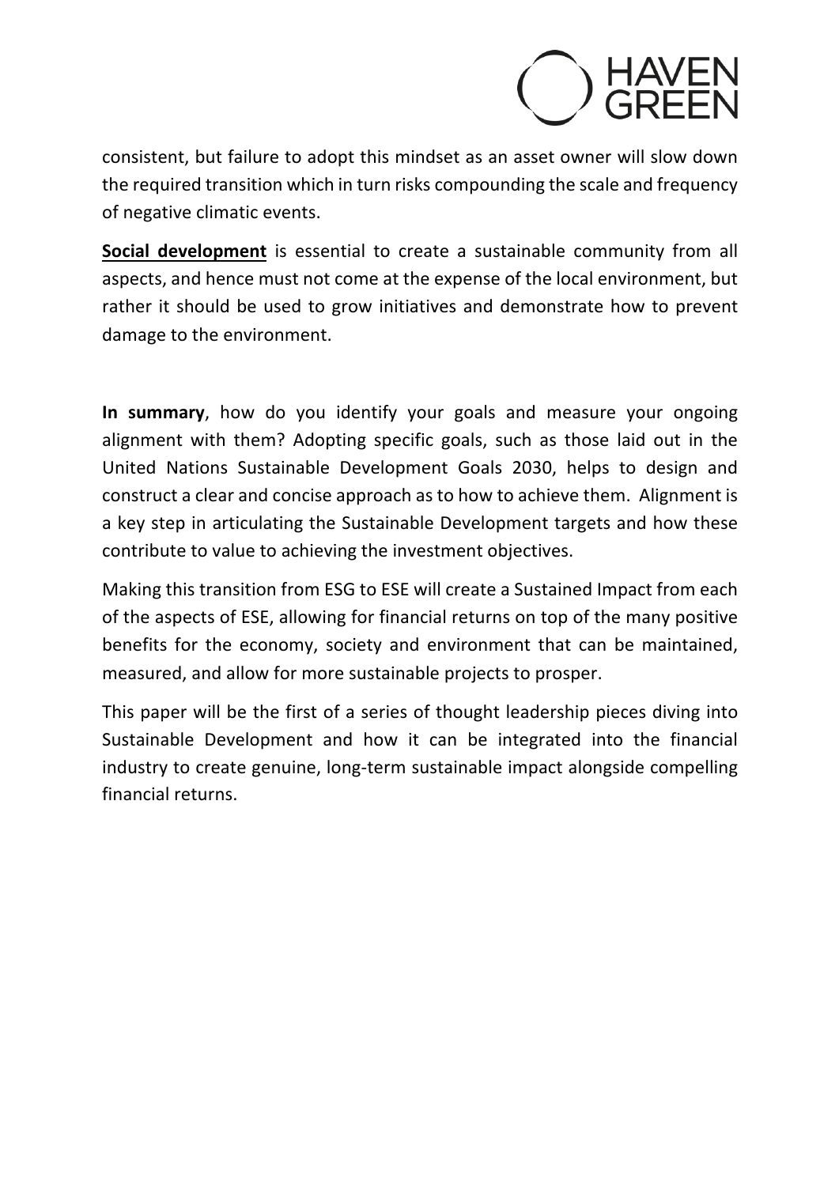consistent, but failure to adopt this mindset as an asset owner will slow down the required transition which in turn risks compounding the scale and frequency of negative climatic events.

**Social development** is essential to create a sustainable community from all aspects, and hence must not come at the expense of the local environment, but rather it should be used to grow initiatives and demonstrate how to prevent damage to the environment.

**In summary**, how do you identify your goals and measure your ongoing alignment with them? Adopting specific goals, such as those laid out in the United Nations Sustainable Development Goals 2030, helps to design and construct a clear and concise approach as to how to achieve them. Alignment is a key step in articulating the Sustainable Development targets and how these contribute to value to achieving the investment objectives.

Making this transition from ESG to ESE will create a Sustained Impact from each of the aspects of ESE, allowing for financial returns on top of the many positive benefits for the economy, society and environment that can be maintained, measured, and allow for more sustainable projects to prosper.

This paper will be the first of a series of thought leadership pieces diving into Sustainable Development and how it can be integrated into the financial industry to create genuine, long-term sustainable impact alongside compelling financial returns.